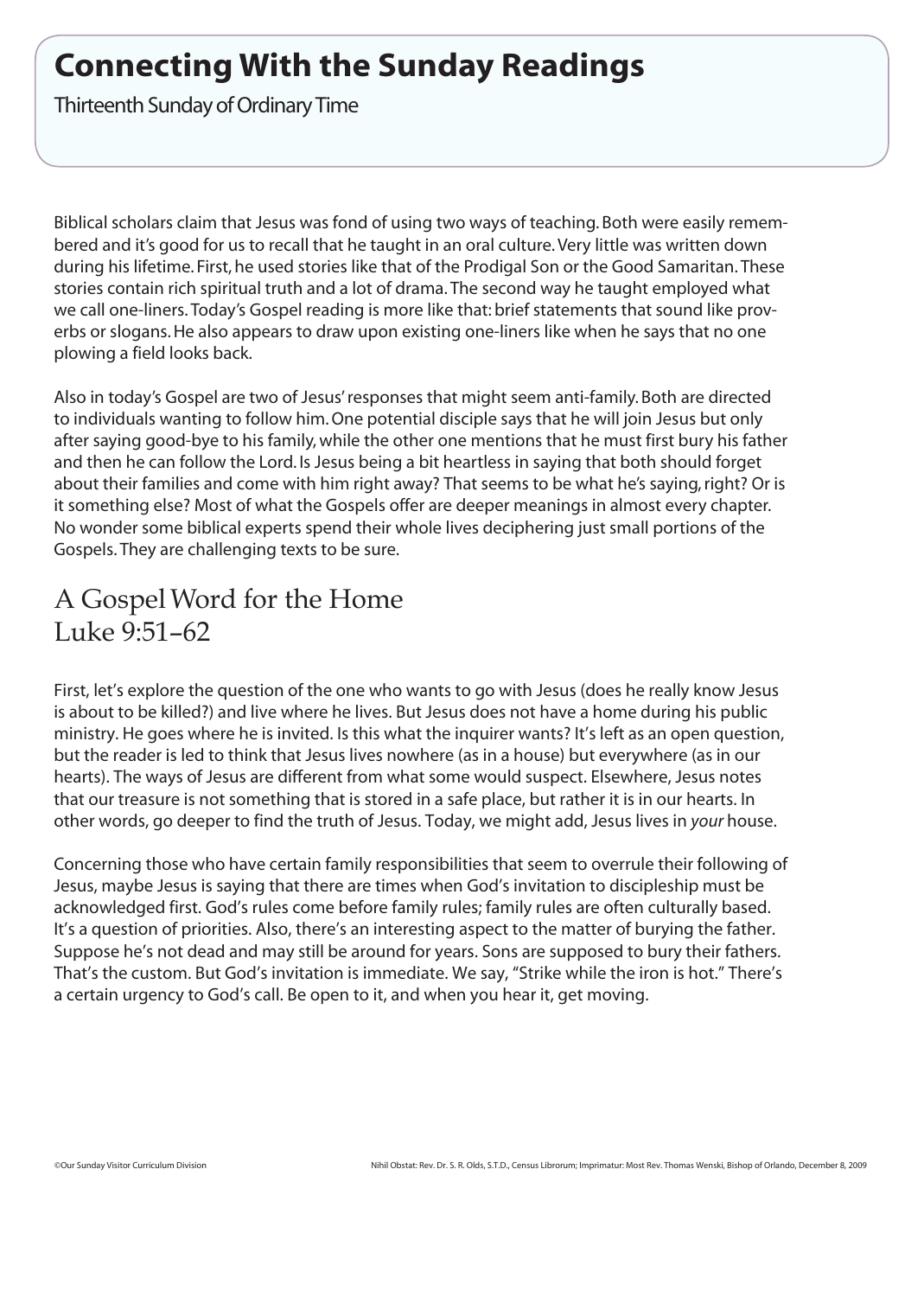# Connecting With the Sunday Readings

Thirteenth Sunday of Ordinary Time

Biblical scholars claim that Jesus was fond of using two ways of teaching. Both were easily remembered and it's good for us to recall that he taught in an oral culture. Very little was written down during his lifetime. First, he used stories like that of the Prodigal Son or the Good Samaritan. These stories contain rich spiritual truth and a lot of drama. The second way he taught employed what we call one-liners. Today's Gospel reading is more like that: brief statements that sound like proverbs or slogans. He also appears to draw upon existing one-liners like when he says that no one plowing a field looks back.

Also in today's Gospel are two of Jesus' responses that might seem anti-family. Both are directed to individuals wanting to follow him. One potential disciple says that he will join Jesus but only after saying good-bye to his family, while the other one mentions that he must first bury his father and then he can follow the Lord. Is Jesus being a bit heartless in saying that both should forget about their families and come with him right away? That seems to be what he's saying, right? Or is it something else? Most of what the Gospels offer are deeper meanings in almost every chapter. No wonder some biblical experts spend their whole lives deciphering just small portions of the Gospels. They are challenging texts to be sure.

## A Gospel Word for the Home
## Luke 9:51–62

First, let's explore the question of the one who wants to go with Jesus (does he really know Jesus is about to be killed?) and live where he lives. But Jesus does not have a home during his public ministry. He goes where he is invited. Is this what the inquirer wants? It's left as an open question, but the reader is led to think that Jesus lives nowhere (as in a house) but everywhere (as in our hearts). The ways of Jesus are different from what some would suspect. Elsewhere, Jesus notes that our treasure is not something that is stored in a safe place, but rather it is in our hearts. In other words, go deeper to find the truth of Jesus. Today, we might add, Jesus lives in *your* house.

Concerning those who have certain family responsibilities that seem to overrule their following of Jesus, maybe Jesus is saying that there are times when God's invitation to discipleship must be acknowledged first. God's rules come before family rules; family rules are often culturally based. It's a question of priorities. Also, there's an interesting aspect to the matter of burying the father. Suppose he's not dead and may still be around for years. Sons are supposed to bury their fathers. That's the custom. But God's invitation is immediate. We say, "Strike while the iron is hot." There's a certain urgency to God's call. Be open to it, and when you hear it, get moving.

©Our Sunday Visitor Curriculum Division

Nihil Obstat: Rev. Dr. S. R. Olds, S.T.D., Census Librorum; Imprimatur: Most Rev. Thomas Wenski, Bishop of Orlando, December 8, 2009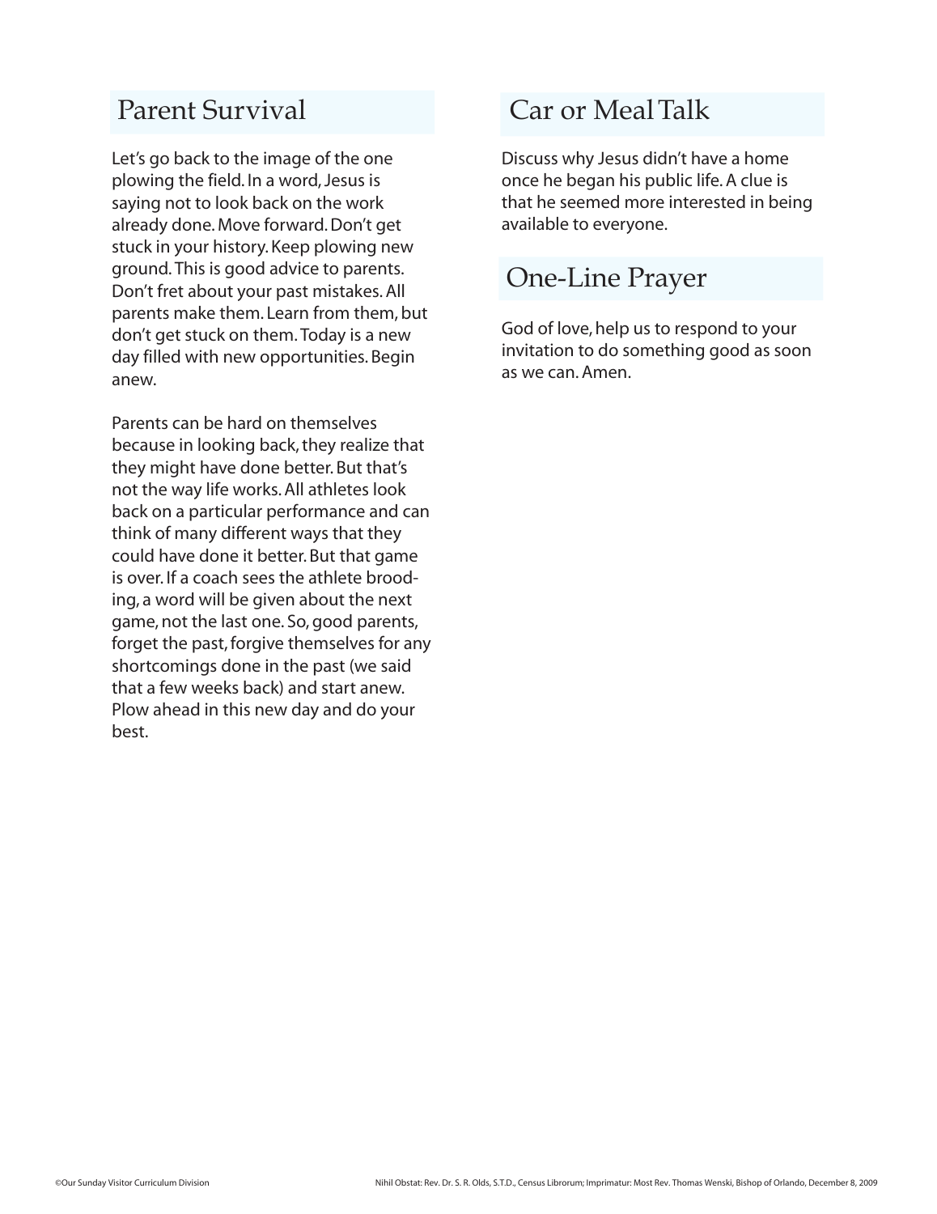## Parent Survival

Let's go back to the image of the one plowing the field. In a word, Jesus is saying not to look back on the work already done. Move forward. Don't get stuck in your history. Keep plowing new ground. This is good advice to parents. Don't fret about your past mistakes. All parents make them. Learn from them, but don't get stuck on them. Today is a new day filled with new opportunities. Begin anew.

Parents can be hard on themselves because in looking back, they realize that they might have done better. But that's not the way life works. All athletes look back on a particular performance and can think of many different ways that they could have done it better. But that game is over. If a coach sees the athlete brooding, a word will be given about the next game, not the last one. So, good parents, forget the past, forgive themselves for any shortcomings done in the past (we said that a few weeks back) and start anew. Plow ahead in this new day and do your best.

## Car or Meal Talk

Discuss why Jesus didn't have a home once he began his public life. A clue is that he seemed more interested in being available to everyone.

## One-Line Prayer

God of love, help us to respond to your invitation to do something good as soon as we can. Amen.

©Our Sunday Visitor Curriculum Division

Nihil Obstat: Rev. Dr. S. R. Olds, S.T.D., Census Librorum; Imprimatur: Most Rev. Thomas Wenski, Bishop of Orlando, December 8, 2009